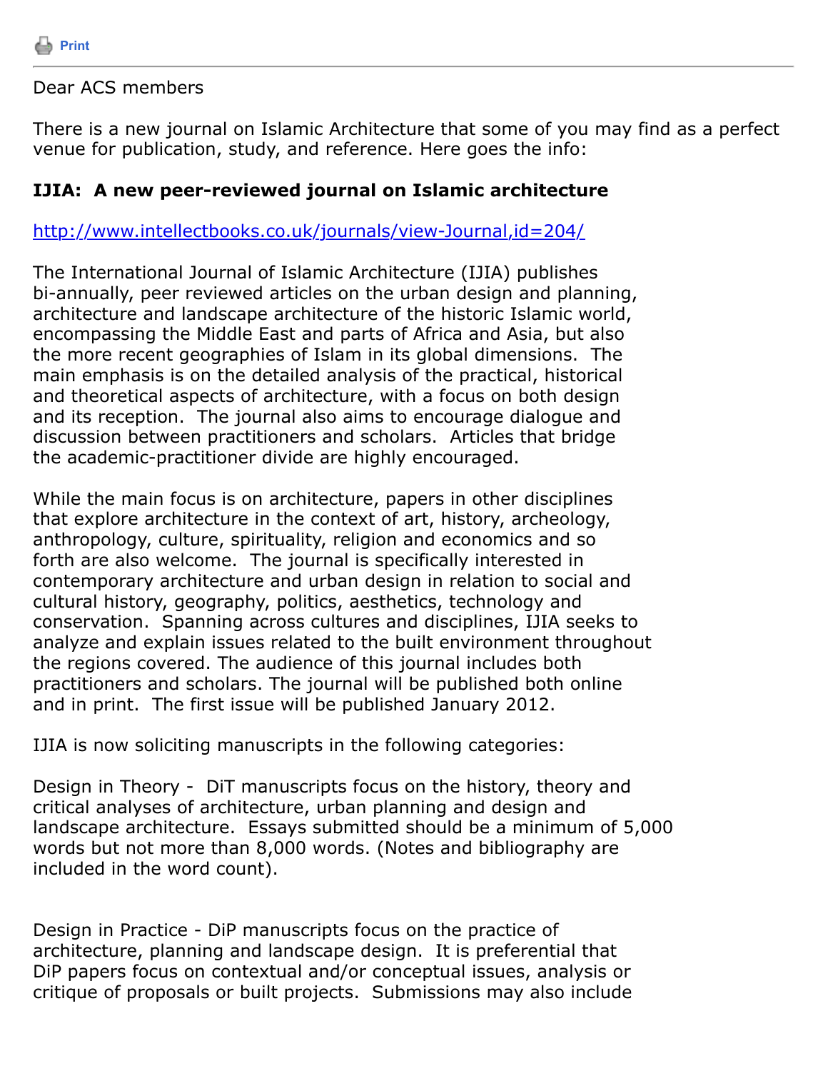Print

---

Dear ACS members

There is a new journal on Islamic Architecture that some of you may find as a perfect venue for publication, study, and reference. Here goes the info:

**IJIA: A new peer-reviewed journal on Islamic architecture**

http://www.intellectbooks.co.uk/journals/view-Journal,id=204/

The International Journal of Islamic Architecture (IJIA) publishes bi-annually, peer reviewed articles on the urban design and planning, architecture and landscape architecture of the historic Islamic world, encompassing the Middle East and parts of Africa and Asia, but also the more recent geographies of Islam in its global dimensions. The main emphasis is on the detailed analysis of the practical, historical and theoretical aspects of architecture, with a focus on both design and its reception. The journal also aims to encourage dialogue and discussion between practitioners and scholars. Articles that bridge the academic-practitioner divide are highly encouraged.

While the main focus is on architecture, papers in other disciplines that explore architecture in the context of art, history, archeology, anthropology, culture, spirituality, religion and economics and so forth are also welcome. The journal is specifically interested in contemporary architecture and urban design in relation to social and cultural history, geography, politics, aesthetics, technology and conservation. Spanning across cultures and disciplines, IJIA seeks to analyze and explain issues related to the built environment throughout the regions covered. The audience of this journal includes both practitioners and scholars. The journal will be published both online and in print. The first issue will be published January 2012.

IJIA is now soliciting manuscripts in the following categories:

Design in Theory - DiT manuscripts focus on the history, theory and critical analyses of architecture, urban planning and design and landscape architecture. Essays submitted should be a minimum of 5,000 words but not more than 8,000 words. (Notes and bibliography are included in the word count).

Design in Practice - DiP manuscripts focus on the practice of architecture, planning and landscape design. It is preferential that DiP papers focus on contextual and/or conceptual issues, analysis or critique of proposals or built projects. Submissions may also include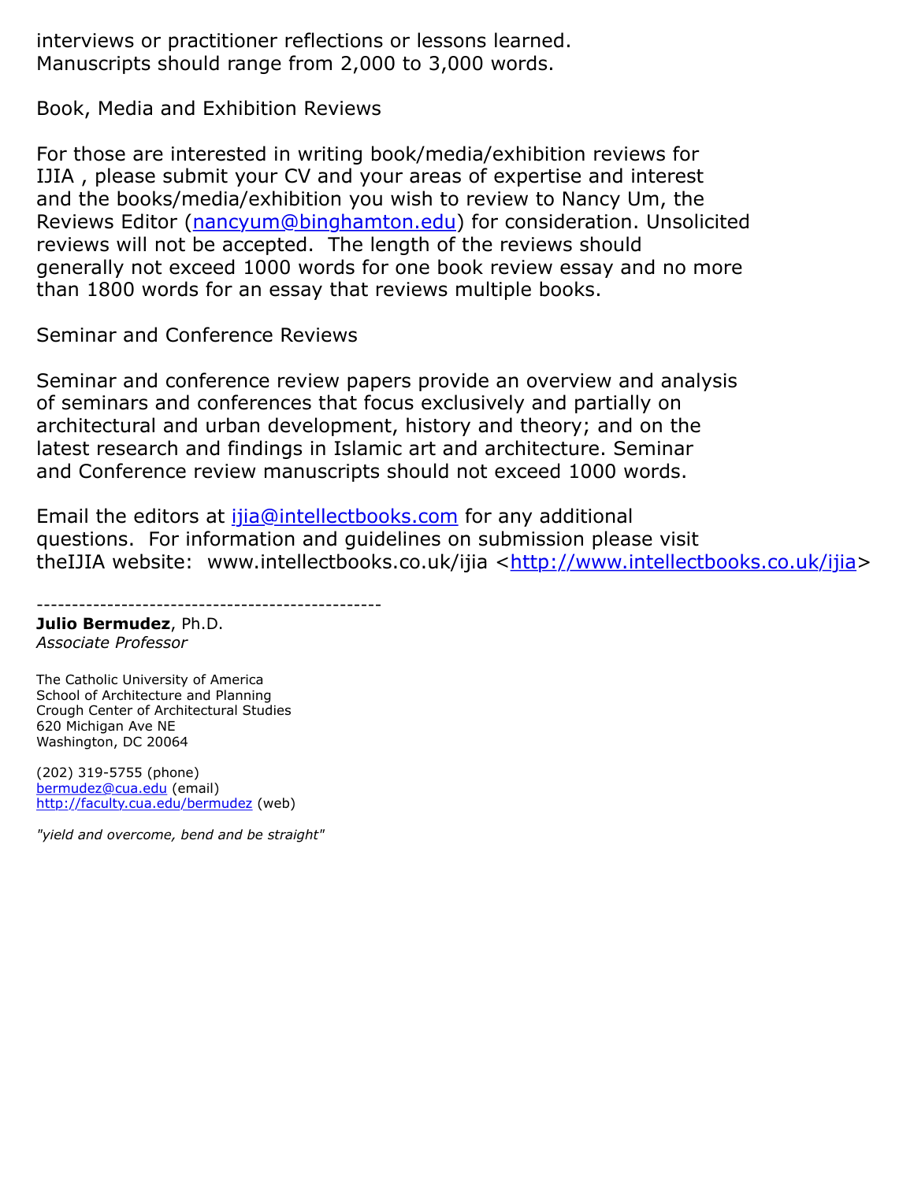interviews or practitioner reflections or lessons learned. Manuscripts should range from 2,000 to 3,000 words.

## Book, Media and Exhibition Reviews

For those are interested in writing book/media/exhibition reviews for IJIA , please submit your CV and your areas of expertise and interest and the books/media/exhibition you wish to review to Nancy Um, the Reviews Editor (nancyum@binghamton.edu) for consideration. Unsolicited reviews will not be accepted. The length of the reviews should generally not exceed 1000 words for one book review essay and no more than 1800 words for an essay that reviews multiple books.

## Seminar and Conference Reviews

Seminar and conference review papers provide an overview and analysis of seminars and conferences that focus exclusively and partially on architectural and urban development, history and theory; and on the latest research and findings in Islamic art and architecture. Seminar and Conference review manuscripts should not exceed 1000 words.

Email the editors at ijia@intellectbooks.com for any additional questions. For information and guidelines on submission please visit theIJIA website: www.intellectbooks.co.uk/ijia <http://www.intellectbooks.co.uk/ijia>

--------------------------------------------------

**Julio Bermudez**, Ph.D.
*Associate Professor*

The Catholic University of America
School of Architecture and Planning
Crough Center of Architectural Studies
620 Michigan Ave NE
Washington, DC 20064

(202) 319-5755 (phone)
bermudez@cua.edu (email)
http://faculty.cua.edu/bermudez (web)

*"yield and overcome, bend and be straight"*